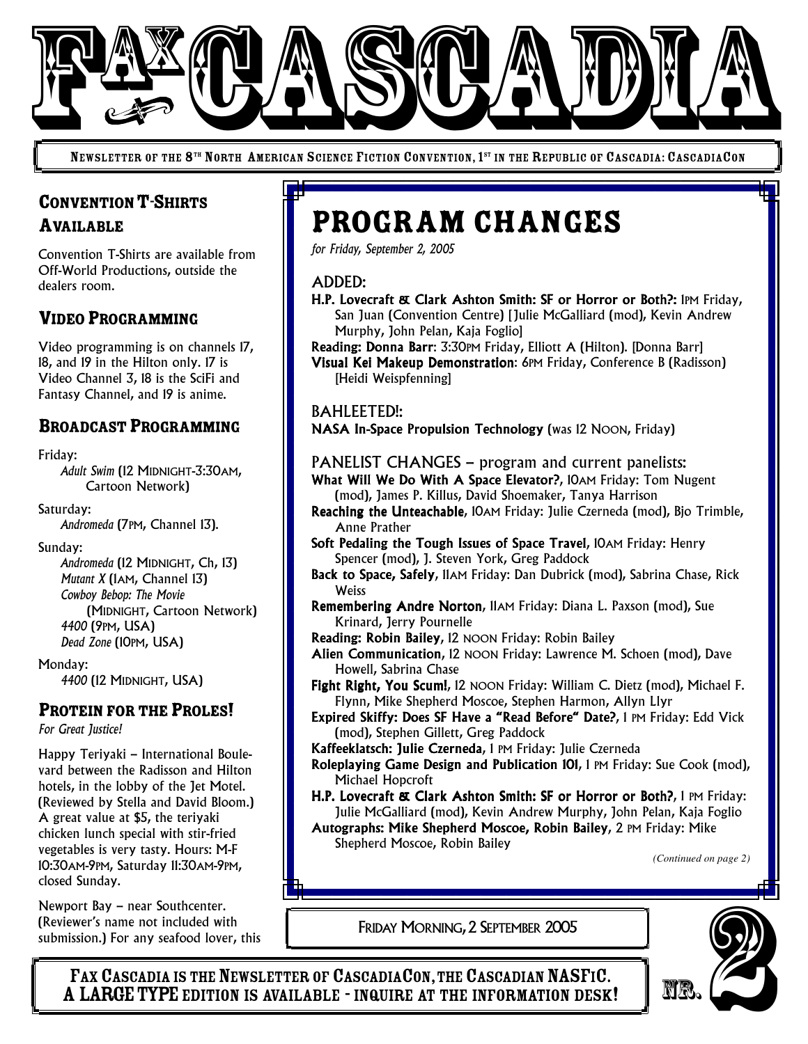# FAX CASCADIA

NEWSLETTER OF THE 8TH NORTH AMERICAN SCIENCE FICTION CONVENTION, 1ST IN THE REPUBLIC OF CASCADIA: CASCADIACON

## Convention T-Shirts Available

Convention T-Shirts are available from Off-World Productions, outside the dealers room.

## Video Programming

Video programming is on channels 17, 18, and 19 in the Hilton only. 17 is Video Channel 3, 18 is the SciFi and Fantasy Channel, and 19 is anime.

## Broadcast Programming

Friday:
- *Adult Swim* (12 MIDNIGHT-3:30AM, Cartoon Network)

Saturday:
- *Andromeda* (7PM, Channel 13).

Sunday:
- *Andromeda* (12 MIDNIGHT, Ch, 13)
- *Mutant X* (1AM, Channel 13)
- *Cowboy Bebop: The Movie* (MIDNIGHT, Cartoon Network)
- *4400* (9PM, USA)
- *Dead Zone* (10PM, USA)

Monday:
- *4400* (12 MIDNIGHT, USA)

## Protein for the Proles!

*For Great Justice!*

Happy Teriyaki – International Boulevard between the Radisson and Hilton hotels, in the lobby of the Jet Motel. (Reviewed by Stella and David Bloom.) A great value at $5, the teriyaki chicken lunch special with stir-fried vegetables is very tasty. Hours: M-F 10:30AM-9PM, Saturday 11:30AM-9PM, closed Sunday.

Newport Bay – near Southcenter. (Reviewer's name not included with submission.) For any seafood lover, this

# PROGRAM CHANGES

*for Friday, September 2, 2005*

### ADDED:

**H.P. Lovecraft & Clark Ashton Smith: SF or Horror or Both?:** 1PM Friday, San Juan (Convention Centre) [Julie McGalliard (mod), Kevin Andrew Murphy, John Pelan, Kaja Foglio]

**Reading: Donna Barr**: 3:30PM Friday, Elliott A (Hilton). [Donna Barr]

**Visual Kei Makeup Demonstration**: 6PM Friday, Conference B (Radisson) [Heidi Weispfenning]

### BAHLEETED!:

**NASA In-Space Propulsion Technology** (was 12 NOON, Friday)

### PANELIST CHANGES – program and current panelists:

**What Will We Do With A Space Elevator?**, 10AM Friday: Tom Nugent (mod), James P. Killus, David Shoemaker, Tanya Harrison

**Reaching the Unteachable**, 10AM Friday: Julie Czerneda (mod), Bjo Trimble, Anne Prather

**Soft Pedaling the Tough Issues of Space Travel**, 10AM Friday: Henry Spencer (mod), J. Steven York, Greg Paddock

**Back to Space, Safely**, 11AM Friday: Dan Dubrick (mod), Sabrina Chase, Rick Weiss

**Remembering Andre Norton**, 11AM Friday: Diana L. Paxson (mod), Sue Krinard, Jerry Pournelle

**Reading: Robin Bailey**, 12 NOON Friday: Robin Bailey

**Alien Communication**, 12 NOON Friday: Lawrence M. Schoen (mod), Dave Howell, Sabrina Chase

**Fight Right, You Scum!**, 12 NOON Friday: William C. Dietz (mod), Michael F. Flynn, Mike Shepherd Moscoe, Stephen Harmon, Allyn Llyr

**Expired Skiffy: Does SF Have a "Read Before" Date?**, 1 PM Friday: Edd Vick (mod), Stephen Gillett, Greg Paddock

**Kaffeeklatsch: Julie Czerneda**, 1 PM Friday: Julie Czerneda

**Roleplaying Game Design and Publication 101**, 1 PM Friday: Sue Cook (mod), Michael Hopcroft

**H.P. Lovecraft & Clark Ashton Smith: SF or Horror or Both?**, 1 PM Friday: Julie McGalliard (mod), Kevin Andrew Murphy, John Pelan, Kaja Foglio

**Autographs: Mike Shepherd Moscoe, Robin Bailey**, 2 PM Friday: Mike Shepherd Moscoe, Robin Bailey

*(Continued on page 2)*

FRIDAY MORNING, 2 SEPTEMBER 2005

NR. 2

**FAX CASCADIA IS THE NEWSLETTER OF CASCADIACON, THE CASCADIAN NASFIC. A LARGE TYPE EDITION IS AVAILABLE - INQUIRE AT THE INFORMATION DESK!**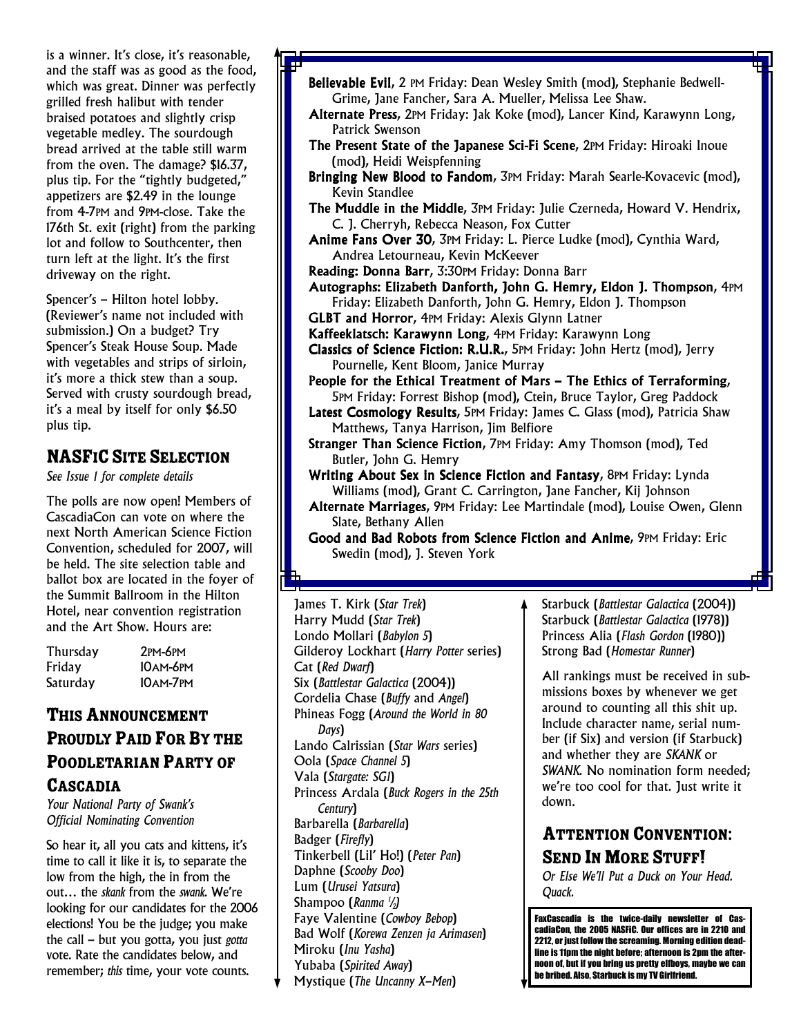is a winner. It's close, it's reasonable, and the staff was as good as the food, which was great. Dinner was perfectly grilled fresh halibut with tender braised potatoes and slightly crisp vegetable medley. The sourdough bread arrived at the table still warm from the oven. The damage? $16.37, plus tip. For the "tightly budgeted," appetizers are $2.49 in the lounge from 4-7PM and 9PM-close. Take the 176th St. exit (right) from the parking lot and follow to Southcenter, then turn left at the light. It's the first driveway on the right.

Spencer's – Hilton hotel lobby. (Reviewer's name not included with submission.) On a budget? Try Spencer's Steak House Soup. Made with vegetables and strips of sirloin, it's more a thick stew than a soup. Served with crusty sourdough bread, it's a meal by itself for only $6.50 plus tip.

## NASFiC Site Selection

*See Issue 1 for complete details*

The polls are now open! Members of CascadiaCon can vote on where the next North American Science Fiction Convention, scheduled for 2007, will be held. The site selection table and ballot box are located in the foyer of the Summit Ballroom in the Hilton Hotel, near convention registration and the Art Show. Hours are:

| | |
|---|---|
| Thursday | 2PM-6PM |
| Friday | 10AM-6PM |
| Saturday | 10AM-7PM |

**Believable Evil**, 2 PM Friday: Dean Wesley Smith (mod), Stephanie Bedwell-Grime, Jane Fancher, Sara A. Mueller, Melissa Lee Shaw.

**Alternate Press**, 2PM Friday: Jak Koke (mod), Lancer Kind, Karawynn Long, Patrick Swenson

**The Present State of the Japanese Sci-Fi Scene**, 2PM Friday: Hiroaki Inoue (mod), Heidi Weispfenning

**Bringing New Blood to Fandom**, 3PM Friday: Marah Searle-Kovacevic (mod), Kevin Standlee

**The Muddle in the Middle**, 3PM Friday: Julie Czerneda, Howard V. Hendrix, C. J. Cherryh, Rebecca Neason, Fox Cutter

**Anime Fans Over 30**, 3PM Friday: L. Pierce Ludke (mod), Cynthia Ward, Andrea Letourneau, Kevin McKeever

**Reading: Donna Barr**, 3:30PM Friday: Donna Barr

**Autographs: Elizabeth Danforth, John G. Hemry, Eldon J. Thompson**, 4PM Friday: Elizabeth Danforth, John G. Hemry, Eldon J. Thompson

**GLBT and Horror**, 4PM Friday: Alexis Glynn Latner

**Kaffeeklatsch: Karawynn Long**, 4PM Friday: Karawynn Long

**Classics of Science Fiction: R.U.R.**, 5PM Friday: John Hertz (mod), Jerry Pournelle, Kent Bloom, Janice Murray

**People for the Ethical Treatment of Mars – The Ethics of Terraforming**, 5PM Friday: Forrest Bishop (mod), Ctein, Bruce Taylor, Greg Paddock

**Latest Cosmology Results**, 5PM Friday: James C. Glass (mod), Patricia Shaw Matthews, Tanya Harrison, Jim Belfiore

**Stranger Than Science Fiction**, 7PM Friday: Amy Thomson (mod), Ted Butler, John G. Hemry

**Writing About Sex in Science Fiction and Fantasy**, 8PM Friday: Lynda Williams (mod), Grant C. Carrington, Jane Fancher, Kij Johnson

**Alternate Marriages**, 9PM Friday: Lee Martindale (mod), Louise Owen, Glenn Slate, Bethany Allen

**Good and Bad Robots from Science Fiction and Anime**, 9PM Friday: Eric Swedin (mod), J. Steven York

## This Announcement Proudly Paid For By the Poodletarian Party of Cascadia

*Your National Party of Swank's Official Nominating Convention*

So hear it, all you cats and kittens, it's time to call it like it is, to separate the low from the high, the in from the out… the *skank* from the *swank*. We're looking for our candidates for the 2006 elections! You be the judge; you make the call – but you gotta, you just *gotta* vote. Rate the candidates below, and remember; *this* time, your vote counts.

James T. Kirk (*Star Trek*)
Harry Mudd (*Star Trek*)
Londo Mollari (*Babylon 5*)
Gilderoy Lockhart (*Harry Potter* series)
Cat (*Red Dwarf*)
Six (*Battlestar Galactica* (2004))
Cordelia Chase (*Buffy* and *Angel*)
Phineas Fogg (*Around the World in 80 Days*)
Lando Calrissian (*Star Wars* series)
Oola (*Space Channel 5*)
Vala (*Stargate: SG1*)
Princess Ardala (*Buck Rogers in the 25th Century*)
Barbarella (*Barbarella*)
Badger (*Firefly*)
Tinkerbell (Lil' Ho!) (*Peter Pan*)
Daphne (*Scooby Doo*)
Lum (*Urusei Yatsura*)
Shampoo (*Ranma ½*)
Faye Valentine (*Cowboy Bebop*)
Bad Wolf (*Korewa Zenzen ja Arimasen*)
Miroku (*Inu Yasha*)
Yubaba (*Spirited Away*)
Mystique (*The Uncanny X-Men*)
Starbuck (*Battlestar Galactica* (2004))
Starbuck (*Battlestar Galactica* (1978))
Princess Alia (*Flash Gordon* (1980))
Strong Bad (*Homestar Runner*)

All rankings must be received in submissions boxes by whenever we get around to counting all this shit up. Include character name, serial number (if Six) and version (if Starbuck) and whether they are *SKANK* or *SWANK*. No nomination form needed; we're too cool for that. Just write it down.

## Attention Convention: Send In More Stuff!

*Or Else We'll Put a Duck on Your Head. Quack.*

FaxCascadia is the twice-daily newsletter of CascadiaCon, the 2005 NASFiC. Our offices are in 2210 and 2212, or just follow the screaming. Morning edition deadline is 11pm the night before; afternoon is 2pm the afternoon of, but if you bring us pretty elfboys, maybe we can be bribed. Also, Starbuck is my TV Girlfriend.